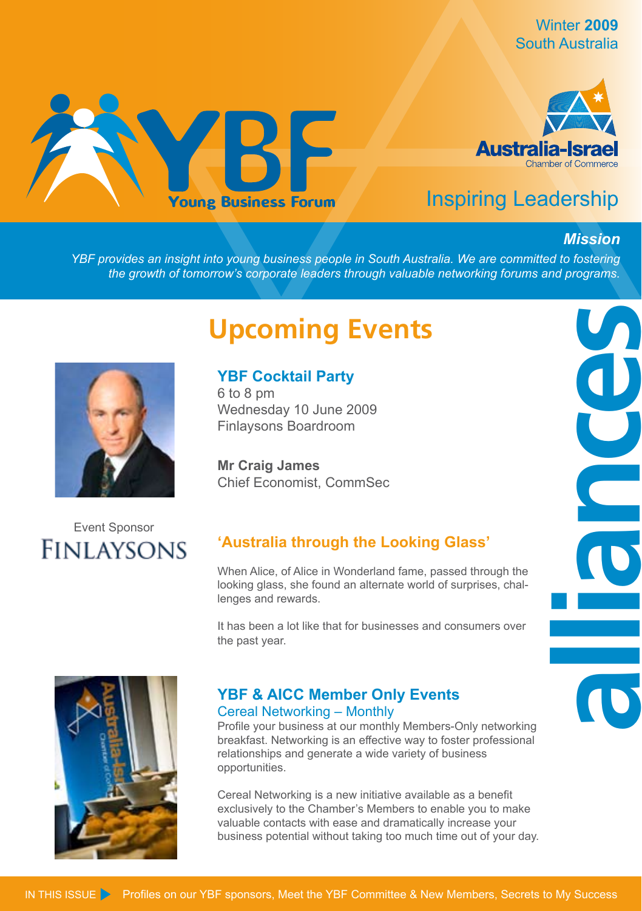Winter **2009**
South Australia

# YBF Young Business Forum

Australia-Israel Chamber of Commerce

Inspiring Leadership

***Mission***

*YBF provides an insight into young business people in South Australia. We are committed to fostering the growth of tomorrow's corporate leaders through valuable networking forums and programs.*

alliances

## Upcoming Events

### YBF Cocktail Party

6 to 8 pm
Wednesday 10 June 2009
Finlaysons Boardroom

**Mr Craig James**
Chief Economist, CommSec

Event Sponsor
FINLAYSONS

### 'Australia through the Looking Glass'

When Alice, of Alice in Wonderland fame, passed through the looking glass, she found an alternate world of surprises, challenges and rewards.

It has been a lot like that for businesses and consumers over the past year.

### YBF & AICC Member Only Events

#### Cereal Networking – Monthly

Profile your business at our monthly Members-Only networking breakfast. Networking is an effective way to foster professional relationships and generate a wide variety of business opportunities.

Cereal Networking is a new initiative available as a benefit exclusively to the Chamber's Members to enable you to make valuable contacts with ease and dramatically increase your business potential without taking too much time out of your day.

IN THIS ISSUE ▶ Profiles on our YBF sponsors, Meet the YBF Committee & New Members, Secrets to My Success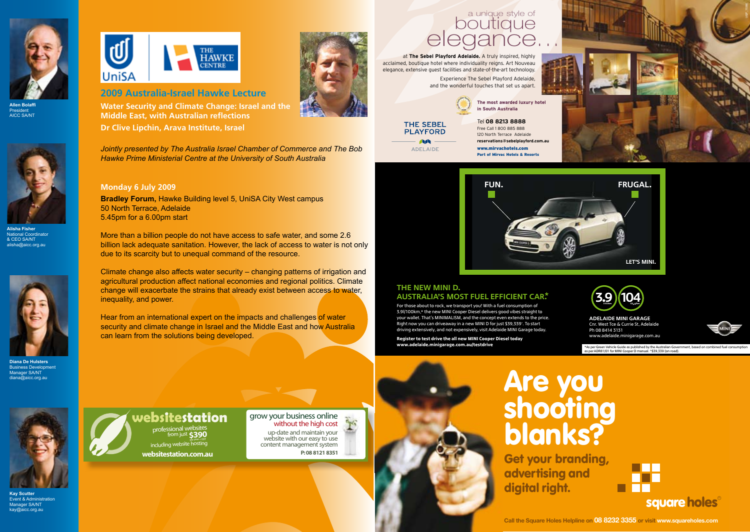**Allen Bolaffi**
President
AICC SA/NT

**Alisha Fisher**
National Coordinator
& CEO SA/NT
alisha@aicc.org.au

**Diana De Hulsters**
Business Development
Manager SA/NT
diana@aicc.org.au

**Kay Scutter**
Event & Administration
Manager SA/NT
kay@aicc.org.au

UniSA | THE HAWKE CENTRE

## 2009 Australia-Israel Hawke Lecture

**Water Security and Climate Change: Israel and the Middle East, with Australian reflections**

**Dr Clive Lipchin, Arava Institute, Israel**

*Jointly presented by The Australia Israel Chamber of Commerce and The Bob Hawke Prime Ministerial Centre at the University of South Australia*

**Monday 6 July 2009**

**Bradley Forum,** Hawke Building level 5, UniSA City West campus
50 North Terrace, Adelaide
5.45pm for a 6.00pm start

More than a billion people do not have access to safe water, and some 2.6 billion lack adequate sanitation. However, the lack of access to water is not only due to its scarcity but to unequal command of the resource.

Climate change also affects water security – changing patterns of irrigation and agricultural production affect national economies and regional politics. Climate change will exacerbate the strains that already exist between access to water, inequality, and power.

Hear from an international expert on the impacts and challenges of water security and climate change in Israel and the Middle East and how Australia can learn from the solutions being developed.

**websitestation**
professional websites from just $390 per year + GST including website hosting
**websitestation.com.au**

grow your business online without the high cost
up-date and maintain your website with our easy to use content management system
**P: 08 8121 8351**

a unique style of boutique elegance...

at **The Sebel Playford Adelaide.** A truly inspired, highly acclaimed, boutique hotel where individuality reigns. Art Nouveau elegance, extensive guest facilities and state-of-the-art technology.

Experience The Sebel Playford Adelaide, and the wonderful touches that set us apart.

**The most awarded luxury hotel in South Australia**

THE SEBEL PLAYFORD ADELAIDE

Tel **08 8213 8888**
Free Call 1 800 885 888
120 North Terrace Adelaide
**reservations@sebelplayford.com.au**
**www.mirvachotels.com**
**Part of Mirvac Hotels & Resorts**

**FUN.** **FRUGAL.** **LET'S MINI.**

### THE NEW MINI D. AUSTRALIA'S MOST FUEL EFFICIENT CAR.*

For those about to rock, we transport you! With a fuel consumption of 3.9l/100km,* the new MINI Cooper Diesel delivers good vibes straight to your wallet. That's MINIMALISM, and the concept even extends to the price. Right now you can driveaway in a new MINI D for just $39,339^. To start driving extensively, and not expensively, visit Adelaide MINI Garage today.

**Register to test drive the all new MINI Cooper Diesel today**
**www.adelaide.minigarage.com.au/testdrive**

3.9 l/100km | 104 $CO_2$ g/km

**ADELAIDE MINI GARAGE**
Cnr. West Tce & Currie St, Adelaide
Ph 08 8414 3131
www.adelaide.minigarage.com.au

*As per Green Vehicle Guide as published by the Australian Government, based on combined fuel consumption as per ADR81/01 for MINI Cooper D manual. ^$39,339 (on road).

# Are you shooting blanks?

**Get your branding, advertising and digital right.**

**square holes**

Call the Square Holes Helpline on **08 8232 3355** or visit **www.squareholes.com**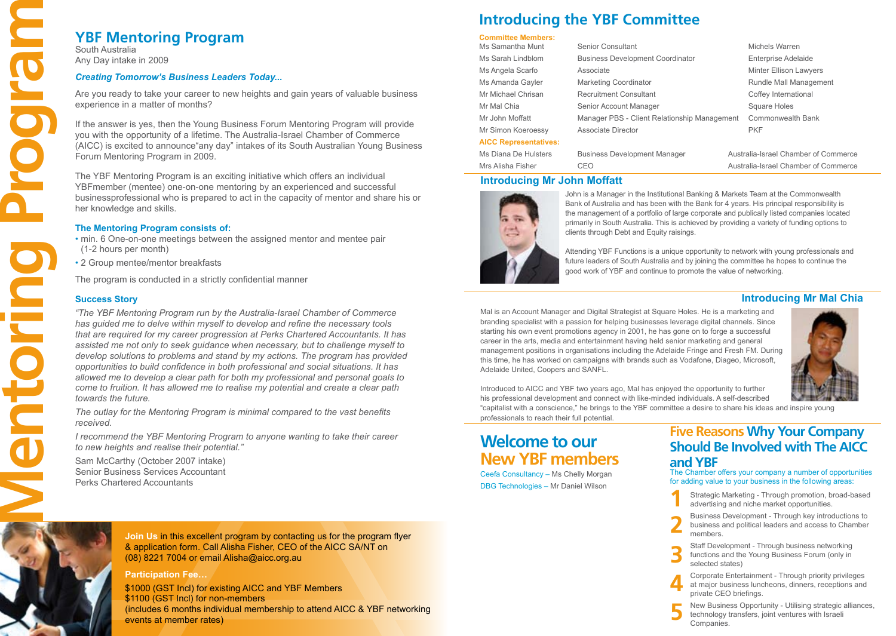# Mentoring Program

## YBF Mentoring Program

South Australia
Any Day intake in 2009

***Creating Tomorrow's Business Leaders Today...***

Are you ready to take your career to new heights and gain years of valuable business experience in a matter of months?

If the answer is yes, then the Young Business Forum Mentoring Program will provide you with the opportunity of a lifetime. The Australia-Israel Chamber of Commerce (AICC) is excited to announce"any day" intakes of its South Australian Young Business Forum Mentoring Program in 2009.

The YBF Mentoring Program is an exciting initiative which offers an individual YBFmember (mentee) one-on-one mentoring by an experienced and successful businessprofessional who is prepared to act in the capacity of mentor and share his or her knowledge and skills.

### The Mentoring Program consists of:

- min. 6 One-on-one meetings between the assigned mentor and mentee pair (1-2 hours per month)
- 2 Group mentee/mentor breakfasts

The program is conducted in a strictly confidential manner

### Success Story

*"The YBF Mentoring Program run by the Australia-Israel Chamber of Commerce has guided me to delve within myself to develop and refine the necessary tools that are required for my career progression at Perks Chartered Accountants. It has assisted me not only to seek guidance when necessary, but to challenge myself to develop solutions to problems and stand by my actions. The program has provided opportunities to build confidence in both professional and social situations. It has allowed me to develop a clear path for both my professional and personal goals to come to fruition. It has allowed me to realise my potential and create a clear path towards the future.*

*The outlay for the Mentoring Program is minimal compared to the vast benefits received.*

*I recommend the YBF Mentoring Program to anyone wanting to take their career to new heights and realise their potential."*

Sam McCarthy (October 2007 intake)
Senior Business Services Accountant
Perks Chartered Accountants

**Join Us** in this excellent program by contacting us for the program flyer & application form. Call Alisha Fisher, CEO of the AICC SA/NT on (08) 8221 7004 or email Alisha@aicc.org.au

**Participation Fee...**

$1000 (GST Incl) for existing AICC and YBF Members
$1100 (GST Incl) for non-members
(includes 6 months individual membership to attend AICC & YBF networking events at member rates)

## Introducing the YBF Committee

| Committee Members: | | |
|---|---|---|
| Ms Samantha Munt | Senior Consultant | Michels Warren |
| Ms Sarah Lindblom | Business Development Coordinator | Enterprise Adelaide |
| Ms Angela Scarfo | Associate | Minter Ellison Lawyers |
| Ms Amanda Gayler | Marketing Coordinator | Rundle Mall Management |
| Mr Michael Chrisan | Recruitment Consultant | Coffey International |
| Mr Mal Chia | Senior Account Manager | Square Holes |
| Mr John Moffatt | Manager PBS - Client Relationship Management | Commonwealth Bank |
| Mr Simon Koeroessy | Associate Director | PKF |
| **AICC Representatives:** | | |
| Ms Diana De Hulsters | Business Development Manager | Australia-Israel Chamber of Commerce |
| Mrs Alisha Fisher | CEO | Australia-Israel Chamber of Commerce |

### Introducing Mr John Moffatt

John is a Manager in the Institutional Banking & Markets Team at the Commonwealth Bank of Australia and has been with the Bank for 4 years. His principal responsibility is the management of a portfolio of large corporate and publically listed companies located primarily in South Australia. This is achieved by providing a variety of funding options to clients through Debt and Equity raisings.

Attending YBF Functions is a unique opportunity to network with young professionals and future leaders of South Australia and by joining the committee he hopes to continue the good work of YBF and continue to promote the value of networking.

### Introducing Mr Mal Chia

Mal is an Account Manager and Digital Strategist at Square Holes. He is a marketing and branding specialist with a passion for helping businesses leverage digital channels. Since starting his own event promotions agency in 2001, he has gone on to forge a successful career in the arts, media and entertainment having held senior marketing and general management positions in organisations including the Adelaide Fringe and Fresh FM. During this time, he has worked on campaigns with brands such as Vodafone, Diageo, Microsoft, Adelaide United, Coopers and SANFL.

Introduced to AICC and YBF two years ago, Mal has enjoyed the opportunity to further his professional development and connect with like-minded individuals. A self-described "capitalist with a conscience," he brings to the YBF committee a desire to share his ideas and inspire young professionals to reach their full potential.

## Welcome to our New YBF members

Ceefa Consultancy – Ms Chelly Morgan
DBG Technologies – Mr Daniel Wilson

## Five Reasons Why Your Company Should Be Involved with The AICC and YBF

The Chamber offers your company a number of opportunities for adding value to your business in the following areas:

1. Strategic Marketing - Through promotion, broad-based advertising and niche market opportunities.
2. Business Development - Through key introductions to business and political leaders and access to Chamber members.
3. Staff Development - Through business networking functions and the Young Business Forum (only in selected states)
4. Corporate Entertainment - Through priority privileges at major business luncheons, dinners, receptions and private CEO briefings.
5. New Business Opportunity - Utilising strategic alliances, technology transfers, joint ventures with Israeli Companies.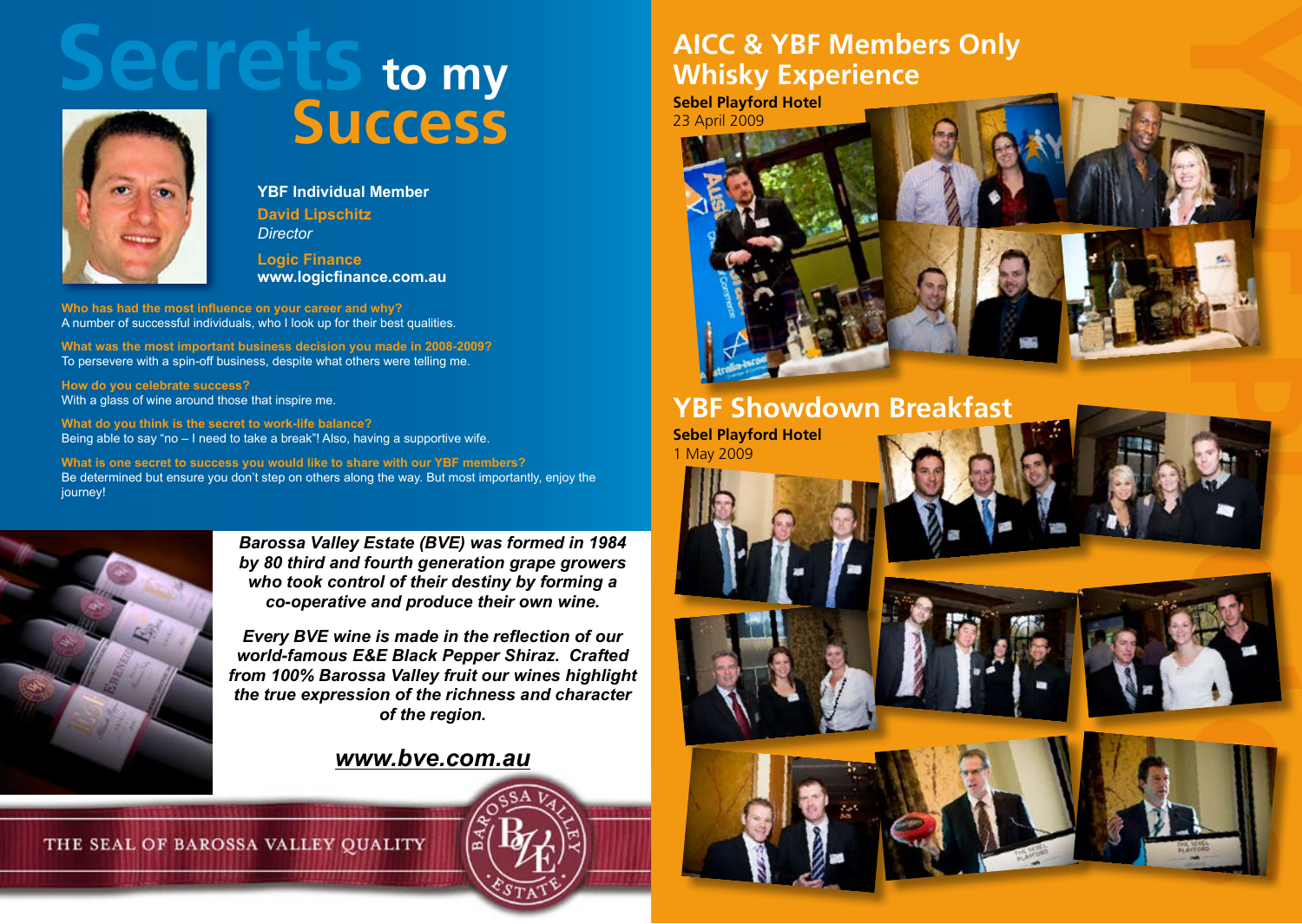# Secrets to my Success

**YBF Individual Member**

**David Lipschitz**
*Director*

**Logic Finance**
**www.logicfinance.com.au**

**Who has had the most influence on your career and why?**
A number of successful individuals, who I look up for their best qualities.

**What was the most important business decision you made in 2008-2009?**
To persevere with a spin-off business, despite what others were telling me.

**How do you celebrate success?**
With a glass of wine around those that inspire me.

**What do you think is the secret to work-life balance?**
Being able to say "no – I need to take a break"! Also, having a supportive wife.

**What is one secret to success you would like to share with our YBF members?**
Be determined but ensure you don't step on others along the way. But most importantly, enjoy the journey!

***Barossa Valley Estate (BVE) was formed in 1984 by 80 third and fourth generation grape growers who took control of their destiny by forming a co-operative and produce their own wine.***

***Every BVE wine is made in the reflection of our world-famous E&E Black Pepper Shiraz. Crafted from 100% Barossa Valley fruit our wines highlight the true expression of the richness and character of the region.***

***www.bve.com.au***

THE SEAL OF BAROSSA VALLEY QUALITY

BAROSSA VALLEY ESTATE

## AICC & YBF Members Only Whisky Experience

**Sebel Playford Hotel**
23 April 2009

## YBF Showdown Breakfast

**Sebel Playford Hotel**
1 May 2009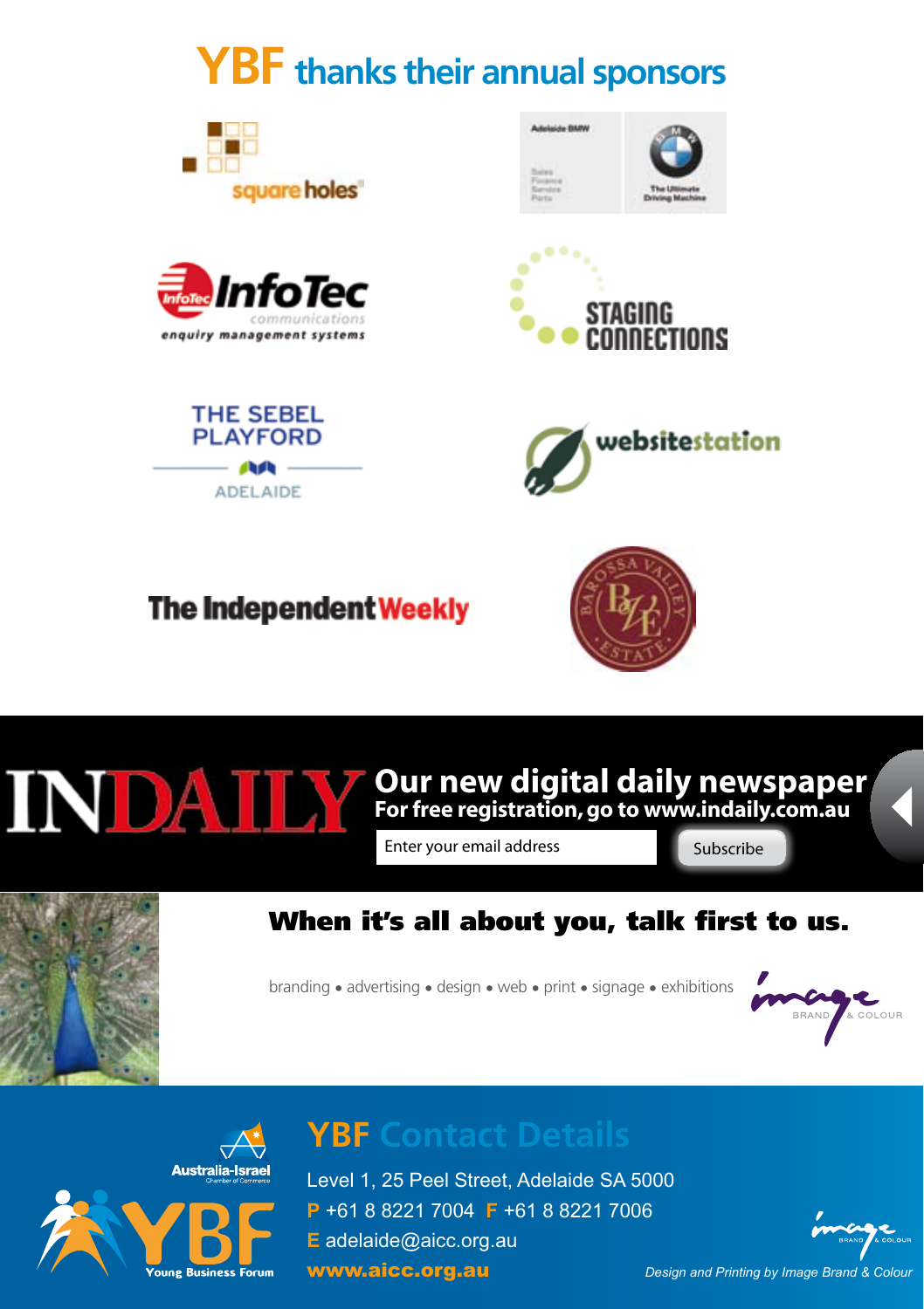# YBF thanks their annual sponsors

square holes

Adelaide BMW — Sales, Finance, Service, Parts — The Ultimate Driving Machine

InfoTec communications — enquiry management systems

STAGING CONNECTIONS

THE SEBEL PLAYFORD ADELAIDE

websitestation

The Independent Weekly

Barossa Valley Estate

INDAILY — **Our new digital daily newspaper**
**For free registration, go to www.indaily.com.au**

Enter your email address — Subscribe

**When it's all about you, talk first to us.**

branding • advertising • design • web • print • signage • exhibitions

image BRAND & COLOUR

Australia-Israel Chamber of Commerce

YBF Young Business Forum

## YBF Contact Details

Level 1, 25 Peel Street, Adelaide SA 5000
P +61 8 8221 7004 F +61 8 8221 7006
E adelaide@aicc.org.au
**www.aicc.org.au**

*Design and Printing by Image Brand & Colour*